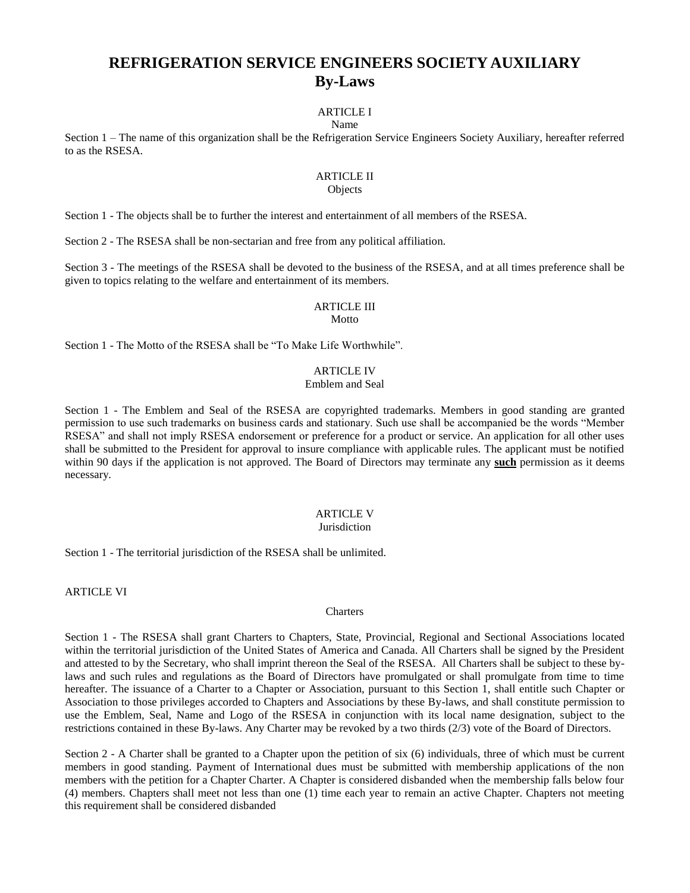# REFRIGERATION SERVICE ENGINEERS SOCIETY AUXILIARY
## By-Laws

### ARTICLE I
Name

Section 1 – The name of this organization shall be the Refrigeration Service Engineers Society Auxiliary, hereafter referred to as the RSESA.

### ARTICLE II
Objects

Section 1 - The objects shall be to further the interest and entertainment of all members of the RSESA.

Section 2 - The RSESA shall be non-sectarian and free from any political affiliation.

Section 3 - The meetings of the RSESA shall be devoted to the business of the RSESA, and at all times preference shall be given to topics relating to the welfare and entertainment of its members.

### ARTICLE III
Motto

Section 1 - The Motto of the RSESA shall be "To Make Life Worthwhile".

### ARTICLE IV
Emblem and Seal

Section 1 - The Emblem and Seal of the RSESA are copyrighted trademarks. Members in good standing are granted permission to use such trademarks on business cards and stationary. Such use shall be accompanied be the words "Member RSESA" and shall not imply RSESA endorsement or preference for a product or service. An application for all other uses shall be submitted to the President for approval to insure compliance with applicable rules. The applicant must be notified within 90 days if the application is not approved. The Board of Directors may terminate any **such** permission as it deems necessary.

### ARTICLE V
Jurisdiction

Section 1 - The territorial jurisdiction of the RSESA shall be unlimited.

### ARTICLE VI
Charters

Section 1 - The RSESA shall grant Charters to Chapters, State, Provincial, Regional and Sectional Associations located within the territorial jurisdiction of the United States of America and Canada. All Charters shall be signed by the President and attested to by the Secretary, who shall imprint thereon the Seal of the RSESA. All Charters shall be subject to these by-laws and such rules and regulations as the Board of Directors have promulgated or shall promulgate from time to time hereafter. The issuance of a Charter to a Chapter or Association, pursuant to this Section 1, shall entitle such Chapter or Association to those privileges accorded to Chapters and Associations by these By-laws, and shall constitute permission to use the Emblem, Seal, Name and Logo of the RSESA in conjunction with its local name designation, subject to the restrictions contained in these By-laws. Any Charter may be revoked by a two thirds (2/3) vote of the Board of Directors.

Section 2 - A Charter shall be granted to a Chapter upon the petition of six (6) individuals, three of which must be current members in good standing. Payment of International dues must be submitted with membership applications of the non members with the petition for a Chapter Charter. A Chapter is considered disbanded when the membership falls below four (4) members. Chapters shall meet not less than one (1) time each year to remain an active Chapter. Chapters not meeting this requirement shall be considered disbanded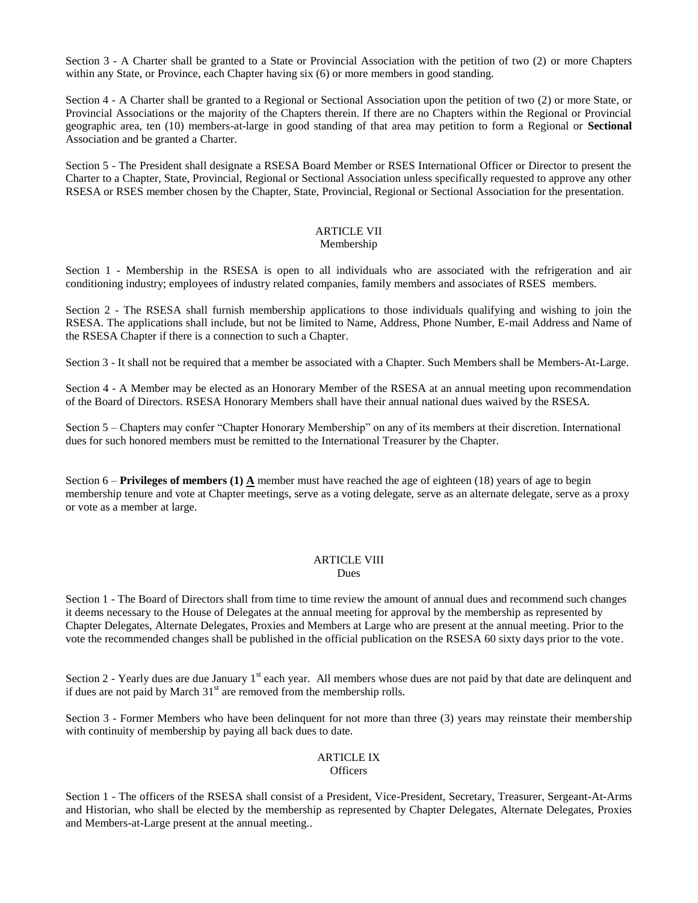Section 3 - A Charter shall be granted to a State or Provincial Association with the petition of two (2) or more Chapters within any State, or Province, each Chapter having six (6) or more members in good standing.

Section 4 - A Charter shall be granted to a Regional or Sectional Association upon the petition of two (2) or more State, or Provincial Associations or the majority of the Chapters therein. If there are no Chapters within the Regional or Provincial geographic area, ten (10) members-at-large in good standing of that area may petition to form a Regional or **Sectional** Association and be granted a Charter.

Section 5 - The President shall designate a RSESA Board Member or RSES International Officer or Director to present the Charter to a Chapter, State, Provincial, Regional or Sectional Association unless specifically requested to approve any other RSESA or RSES member chosen by the Chapter, State, Provincial, Regional or Sectional Association for the presentation.

## ARTICLE VII
### Membership

Section 1 - Membership in the RSESA is open to all individuals who are associated with the refrigeration and air conditioning industry; employees of industry related companies, family members and associates of RSES members.

Section 2 - The RSESA shall furnish membership applications to those individuals qualifying and wishing to join the RSESA. The applications shall include, but not be limited to Name, Address, Phone Number, E-mail Address and Name of the RSESA Chapter if there is a connection to such a Chapter.

Section 3 - It shall not be required that a member be associated with a Chapter. Such Members shall be Members-At-Large.

Section 4 - A Member may be elected as an Honorary Member of the RSESA at an annual meeting upon recommendation of the Board of Directors. RSESA Honorary Members shall have their annual national dues waived by the RSESA.

Section 5 – Chapters may confer "Chapter Honorary Membership" on any of its members at their discretion. International dues for such honored members must be remitted to the International Treasurer by the Chapter.

Section 6 – **Privileges of members (1) A** member must have reached the age of eighteen (18) years of age to begin membership tenure and vote at Chapter meetings, serve as a voting delegate, serve as an alternate delegate, serve as a proxy or vote as a member at large.

## ARTICLE VIII
### Dues

Section 1 - The Board of Directors shall from time to time review the amount of annual dues and recommend such changes it deems necessary to the House of Delegates at the annual meeting for approval by the membership as represented by Chapter Delegates, Alternate Delegates, Proxies and Members at Large who are present at the annual meeting. Prior to the vote the recommended changes shall be published in the official publication on the RSESA 60 sixty days prior to the vote.

Section 2 - Yearly dues are due January 1st each year. All members whose dues are not paid by that date are delinquent and if dues are not paid by March 31st are removed from the membership rolls.

Section 3 - Former Members who have been delinquent for not more than three (3) years may reinstate their membership with continuity of membership by paying all back dues to date.

## ARTICLE IX
### Officers

Section 1 - The officers of the RSESA shall consist of a President, Vice-President, Secretary, Treasurer, Sergeant-At-Arms and Historian, who shall be elected by the membership as represented by Chapter Delegates, Alternate Delegates, Proxies and Members-at-Large present at the annual meeting..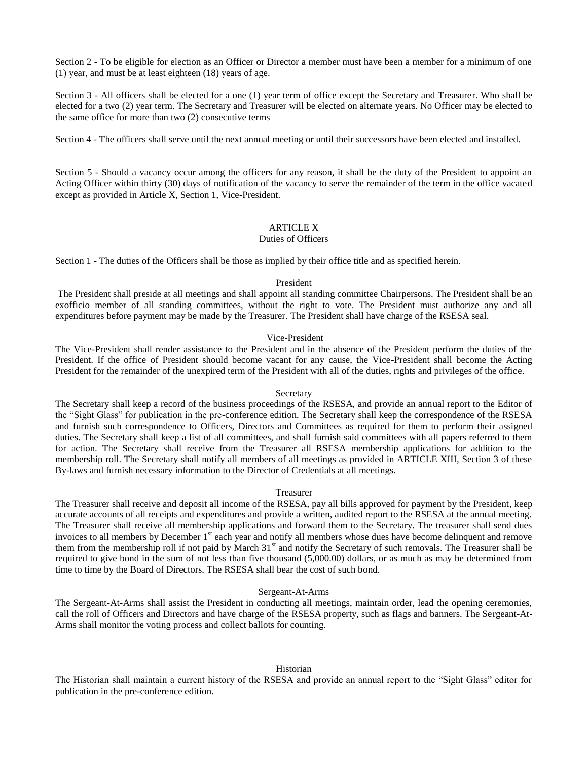Section 2 - To be eligible for election as an Officer or Director a member must have been a member for a minimum of one (1) year, and must be at least eighteen (18) years of age.

Section 3 - All officers shall be elected for a one (1) year term of office except the Secretary and Treasurer. Who shall be elected for a two (2) year term. The Secretary and Treasurer will be elected on alternate years. No Officer may be elected to the same office for more than two (2) consecutive terms

Section 4 - The officers shall serve until the next annual meeting or until their successors have been elected and installed.

Section 5 - Should a vacancy occur among the officers for any reason, it shall be the duty of the President to appoint an Acting Officer within thirty (30) days of notification of the vacancy to serve the remainder of the term in the office vacated except as provided in Article X, Section 1, Vice-President.

## ARTICLE X
### Duties of Officers

Section 1 - The duties of the Officers shall be those as implied by their office title and as specified herein.

#### President

The President shall preside at all meetings and shall appoint all standing committee Chairpersons. The President shall be an exofficio member of all standing committees, without the right to vote. The President must authorize any and all expenditures before payment may be made by the Treasurer. The President shall have charge of the RSESA seal.

#### Vice-President

The Vice-President shall render assistance to the President and in the absence of the President perform the duties of the President. If the office of President should become vacant for any cause, the Vice-President shall become the Acting President for the remainder of the unexpired term of the President with all of the duties, rights and privileges of the office.

#### Secretary

The Secretary shall keep a record of the business proceedings of the RSESA, and provide an annual report to the Editor of the "Sight Glass" for publication in the pre-conference edition. The Secretary shall keep the correspondence of the RSESA and furnish such correspondence to Officers, Directors and Committees as required for them to perform their assigned duties. The Secretary shall keep a list of all committees, and shall furnish said committees with all papers referred to them for action. The Secretary shall receive from the Treasurer all RSESA membership applications for addition to the membership roll. The Secretary shall notify all members of all meetings as provided in ARTICLE XIII, Section 3 of these By-laws and furnish necessary information to the Director of Credentials at all meetings.

#### Treasurer

The Treasurer shall receive and deposit all income of the RSESA, pay all bills approved for payment by the President, keep accurate accounts of all receipts and expenditures and provide a written, audited report to the RSESA at the annual meeting. The Treasurer shall receive all membership applications and forward them to the Secretary. The treasurer shall send dues invoices to all members by December 1st each year and notify all members whose dues have become delinquent and remove them from the membership roll if not paid by March 31st and notify the Secretary of such removals. The Treasurer shall be required to give bond in the sum of not less than five thousand (5,000.00) dollars, or as much as may be determined from time to time by the Board of Directors. The RSESA shall bear the cost of such bond.

#### Sergeant-At-Arms

The Sergeant-At-Arms shall assist the President in conducting all meetings, maintain order, lead the opening ceremonies, call the roll of Officers and Directors and have charge of the RSESA property, such as flags and banners. The Sergeant-At-Arms shall monitor the voting process and collect ballots for counting.

#### Historian

The Historian shall maintain a current history of the RSESA and provide an annual report to the "Sight Glass" editor for publication in the pre-conference edition.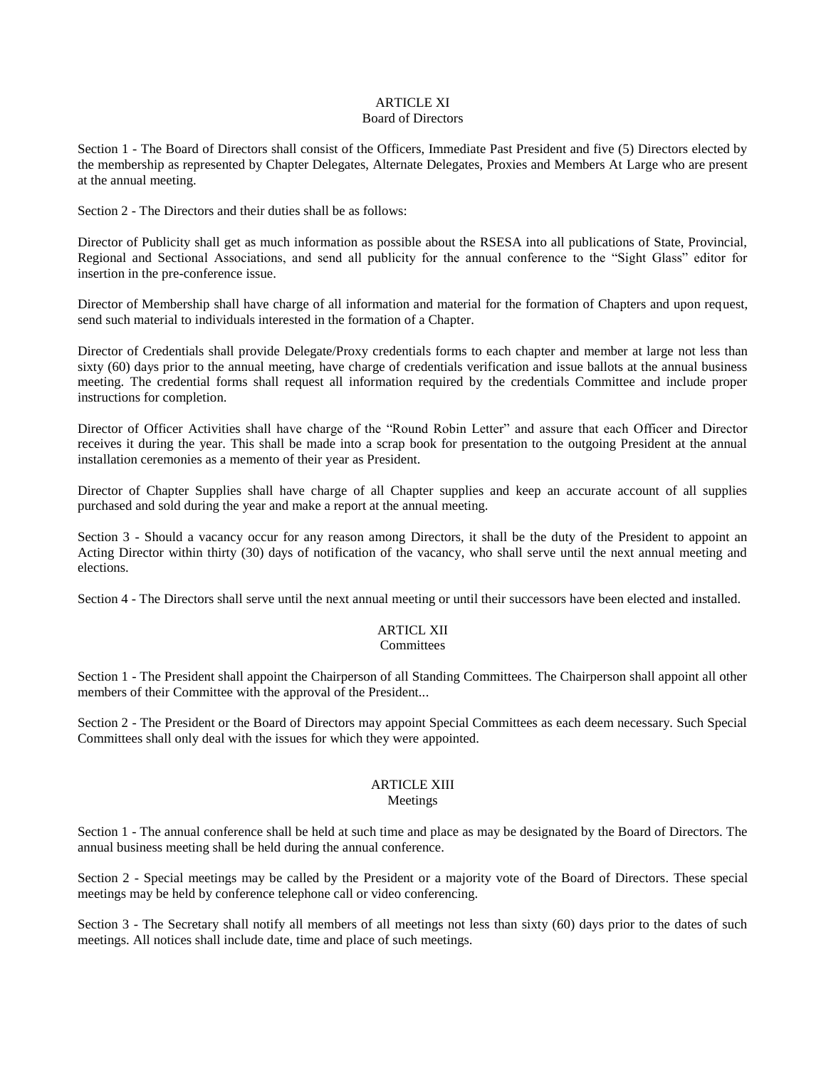## ARTICLE XI
### Board of Directors

Section 1 - The Board of Directors shall consist of the Officers, Immediate Past President and five (5) Directors elected by the membership as represented by Chapter Delegates, Alternate Delegates, Proxies and Members At Large who are present at the annual meeting.

Section 2 - The Directors and their duties shall be as follows:

Director of Publicity shall get as much information as possible about the RSESA into all publications of State, Provincial, Regional and Sectional Associations, and send all publicity for the annual conference to the "Sight Glass" editor for insertion in the pre-conference issue.

Director of Membership shall have charge of all information and material for the formation of Chapters and upon request, send such material to individuals interested in the formation of a Chapter.

Director of Credentials shall provide Delegate/Proxy credentials forms to each chapter and member at large not less than sixty (60) days prior to the annual meeting, have charge of credentials verification and issue ballots at the annual business meeting. The credential forms shall request all information required by the credentials Committee and include proper instructions for completion.

Director of Officer Activities shall have charge of the "Round Robin Letter" and assure that each Officer and Director receives it during the year. This shall be made into a scrap book for presentation to the outgoing President at the annual installation ceremonies as a memento of their year as President.

Director of Chapter Supplies shall have charge of all Chapter supplies and keep an accurate account of all supplies purchased and sold during the year and make a report at the annual meeting.

Section 3 - Should a vacancy occur for any reason among Directors, it shall be the duty of the President to appoint an Acting Director within thirty (30) days of notification of the vacancy, who shall serve until the next annual meeting and elections.

Section 4 - The Directors shall serve until the next annual meeting or until their successors have been elected and installed.

## ARTICL XII
### Committees

Section 1 - The President shall appoint the Chairperson of all Standing Committees. The Chairperson shall appoint all other members of their Committee with the approval of the President...

Section 2 - The President or the Board of Directors may appoint Special Committees as each deem necessary. Such Special Committees shall only deal with the issues for which they were appointed.

## ARTICLE XIII
### Meetings

Section 1 - The annual conference shall be held at such time and place as may be designated by the Board of Directors. The annual business meeting shall be held during the annual conference.

Section 2 - Special meetings may be called by the President or a majority vote of the Board of Directors. These special meetings may be held by conference telephone call or video conferencing.

Section 3 - The Secretary shall notify all members of all meetings not less than sixty (60) days prior to the dates of such meetings. All notices shall include date, time and place of such meetings.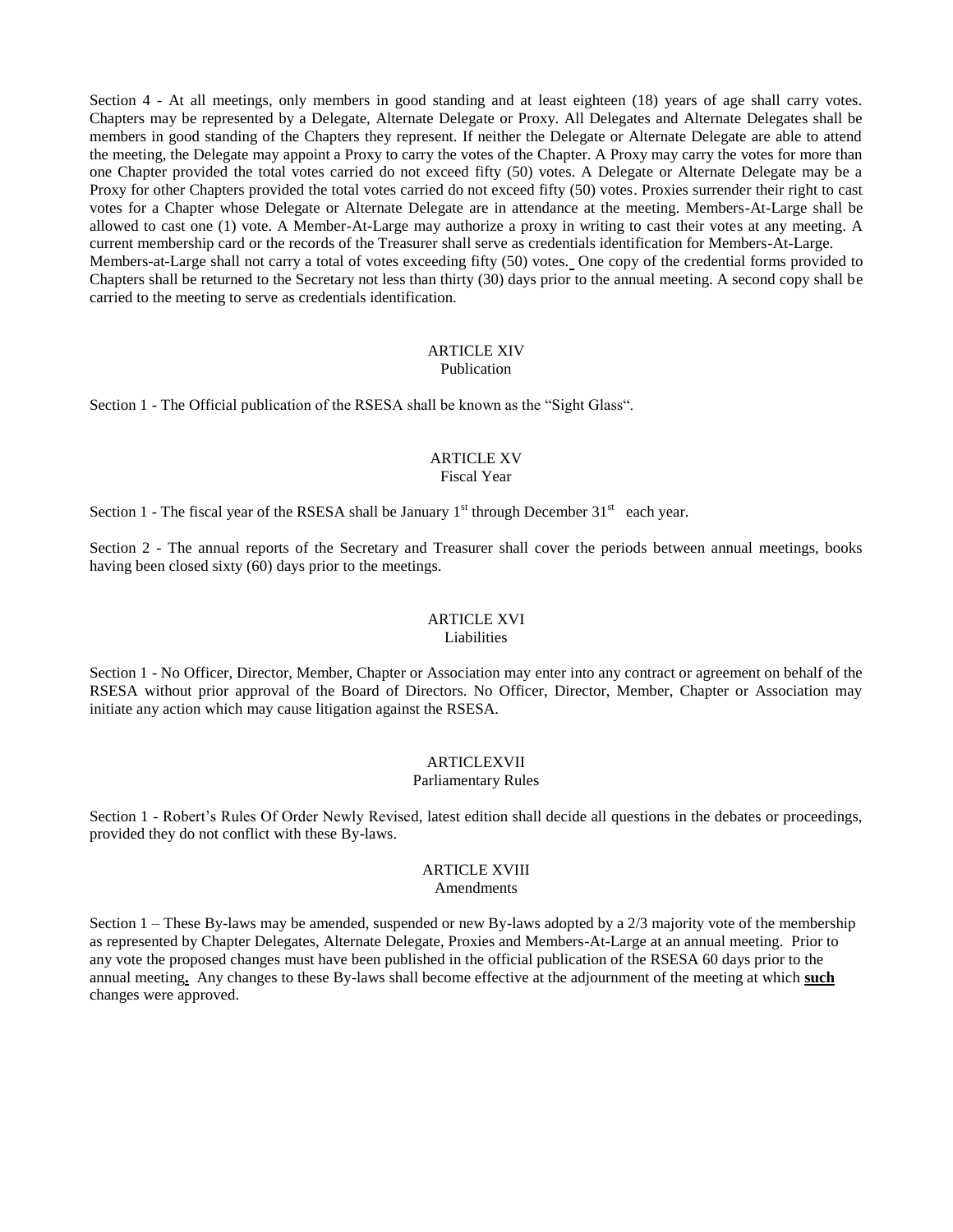Section 4 - At all meetings, only members in good standing and at least eighteen (18) years of age shall carry votes. Chapters may be represented by a Delegate, Alternate Delegate or Proxy. All Delegates and Alternate Delegates shall be members in good standing of the Chapters they represent. If neither the Delegate or Alternate Delegate are able to attend the meeting, the Delegate may appoint a Proxy to carry the votes of the Chapter. A Proxy may carry the votes for more than one Chapter provided the total votes carried do not exceed fifty (50) votes. A Delegate or Alternate Delegate may be a Proxy for other Chapters provided the total votes carried do not exceed fifty (50) votes. Proxies surrender their right to cast votes for a Chapter whose Delegate or Alternate Delegate are in attendance at the meeting. Members-At-Large shall be allowed to cast one (1) vote. A Member-At-Large may authorize a proxy in writing to cast their votes at any meeting. A current membership card or the records of the Treasurer shall serve as credentials identification for Members-At-Large. Members-at-Large shall not carry a total of votes exceeding fifty (50) votes. One copy of the credential forms provided to Chapters shall be returned to the Secretary not less than thirty (30) days prior to the annual meeting. A second copy shall be carried to the meeting to serve as credentials identification.

## ARTICLE XIV
Publication

Section 1 - The Official publication of the RSESA shall be known as the "Sight Glass".

## ARTICLE XV
Fiscal Year

Section 1 - The fiscal year of the RSESA shall be January 1st through December 31st each year.

Section 2 - The annual reports of the Secretary and Treasurer shall cover the periods between annual meetings, books having been closed sixty (60) days prior to the meetings.

## ARTICLE XVI
Liabilities

Section 1 - No Officer, Director, Member, Chapter or Association may enter into any contract or agreement on behalf of the RSESA without prior approval of the Board of Directors. No Officer, Director, Member, Chapter or Association may initiate any action which may cause litigation against the RSESA.

## ARTICLEXVII
Parliamentary Rules

Section 1 - Robert's Rules Of Order Newly Revised, latest edition shall decide all questions in the debates or proceedings, provided they do not conflict with these By-laws.

## ARTICLE XVIII
Amendments

Section 1 – These By-laws may be amended, suspended or new By-laws adopted by a 2/3 majority vote of the membership as represented by Chapter Delegates, Alternate Delegate, Proxies and Members-At-Large at an annual meeting. Prior to any vote the proposed changes must have been published in the official publication of the RSESA 60 days prior to the annual meeting. Any changes to these By-laws shall become effective at the adjournment of the meeting at which **such** changes were approved.